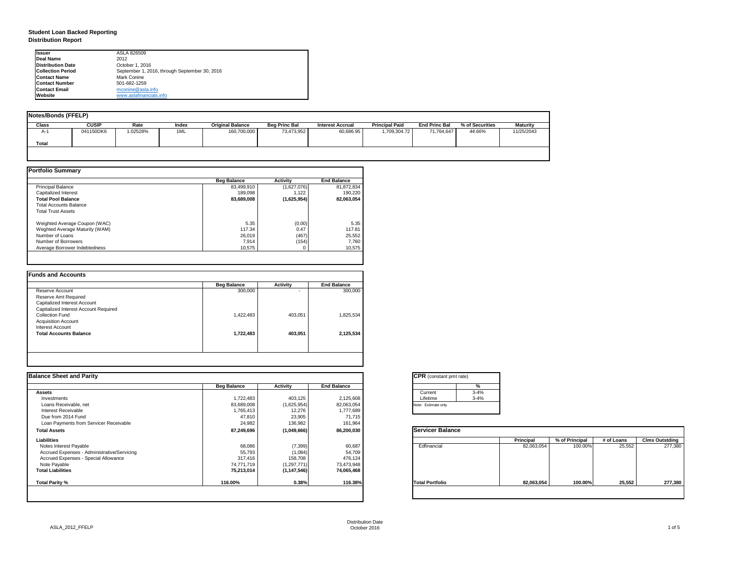**Student Loan Backed Reporting**
**Distribution Report**

| | |
|---|---|
| **Issuer** | ASLA 826509 |
| **Deal Name** | 2012 |
| **Distribution Date** | October 1, 2016 |
| **Collection Period** | September 1, 2016, through September 30, 2016 |
| **Contact Name** | Mark Conine |
| **Contact Number** | 501-682-1259 |
| **Contact Email** | mconine@asla.info |
| **Website** | www.aslafinancials.info |

**Notes/Bonds (FFELP)**

| Class | CUSIP | Rate | Index | Original Balance | Beg Princ Bal | Interest Accrual | Principal Paid | End Princ Bal | % of Securities | Maturity |
|---|---|---|---|---|---|---|---|---|---|---|
| A-1 | 041150DK6 | 1.02528% | 1ML | 160,700,000 | 73,473,952 | 60,686.95 | 1,709,304.72 | 71,764,647 | *44.66%* | 11/25/2043 |
| **Total** | | | | | | | | | | |

**Portfolio Summary**

| | Beg Balance | Activity | End Balance |
|---|---|---|---|
| Principal Balance | 83,499,910 | (1,627,076) | 81,872,834 |
| Capitalized Interest | 189,098 | 1,122 | 190,220 |
| **Total Pool Balance** | **83,689,008** | **(1,625,954)** | **82,063,054** |
| Total Accounts Balance | | | |
| Total Trust Assets | | | |
| | | | |
| Weghted Average Coupon (WAC) | 5.35 | (0.00) | 5.35 |
| Weghted Average Maturity (WAM) | 117.34 | 0.47 | 117.81 |
| Number of Loans | 26,019 | (467) | 25,552 |
| Number of Borrowers | 7,914 | (154) | 7,760 |
| Average Borrower Indebtedness | 10,575 | 0 | 10,575 |

**Funds and Accounts**

| | Beg Balance | Activity | End Balance |
|---|---|---|---|
| Reserve Account | 300,000 | - | 300,000 |
| Reserve Amt Required | | | |
| Capitalized Interest Account | | | |
| Capitalized Interest Account Required | | | |
| Collection Fund | 1,422,483 | 403,051 | 1,825,534 |
| Acquisition Account | | | |
| Interest Account | | | |
| **Total Accounts Balance** | **1,722,483** | **403,051** | **2,125,534** |

**Balance Sheet and Parity**

| | Beg Balance | Activity | End Balance |
|---|---|---|---|
| **Assets** | | | |
| Investments | 1,722,483 | 403,125 | 2,125,608 |
| Loans Receivable, net | 83,689,008 | (1,625,954) | 82,063,054 |
| Interest Receivable | 1,765,413 | 12,276 | 1,777,689 |
| Due from 2014 Fund | 47,810 | 23,905 | 71,715 |
| Loan Payments from Servicer Receivable | 24,982 | 136,982 | 161,964 |
| **Total Assets** | **87,249,696** | **(1,049,666)** | **86,200,030** |
| **Liabilities** | | | |
| Notes Interest Payable | 68,086 | (7,399) | 60,687 |
| Accrued Expenses - Administrative/Servicing | 55,793 | (1,084) | 54,709 |
| Accrued Expenses - Special Allowance | 317,416 | 158,708 | 476,124 |
| Note Payable | 74,771,719 | (1,297,771) | 73,473,948 |
| **Total Liabilities** | **75,213,014** | **(1,147,546)** | **74,065,468** |
| | | | |
| **Total Parity %** | **116.00%** | **0.38%** | **116.38%** |

**CPR** (constant pmt rate)

| | % |
|---|---|
| Current | 3-4% |
| Lifetime | 3-4% |

Note: Estimate only

**Servicer Balance**

| | Principal | % of Principal | # of Loans | Clms Outstding |
|---|---|---|---|---|
| Edfinancial | 82,063,054 | 100.00% | 25,552 | 277,380 |
| **Total Portfolio** | **82,063,054** | **100.00%** | **25,552** | **277,380** |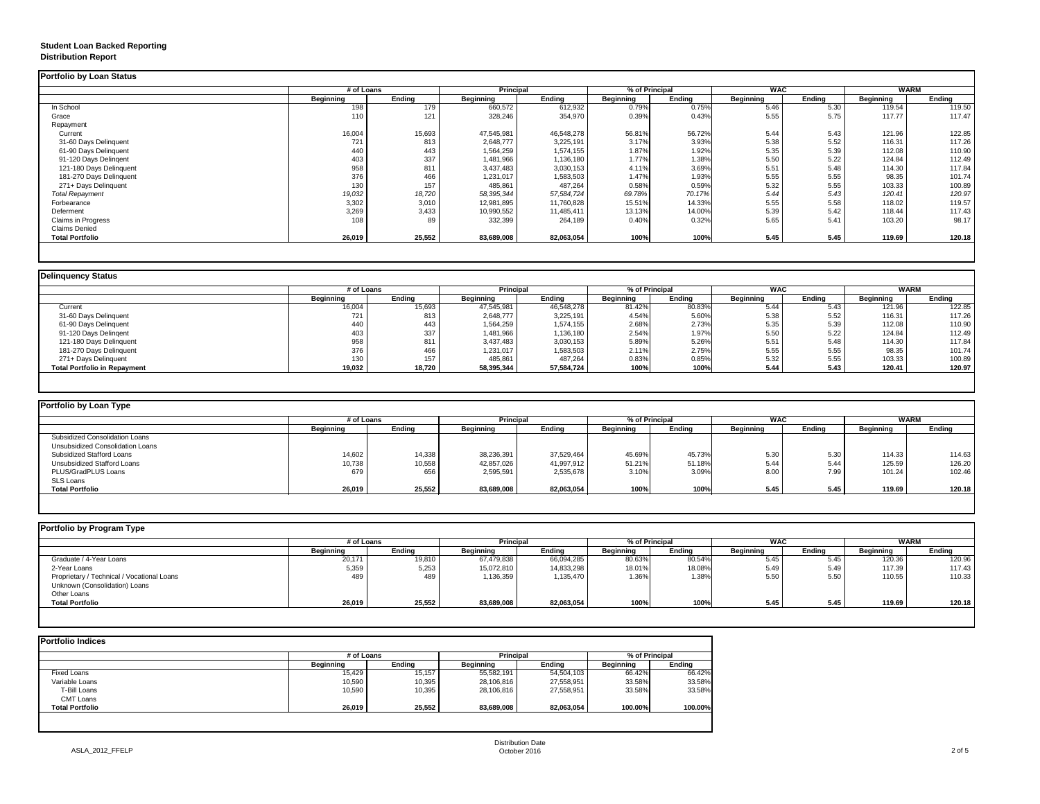**Student Loan Backed Reporting**
**Distribution Report**

## Portfolio by Loan Status

| | # of Loans | | Principal | | % of Principal | | WAC | | WARM | |
|---|---|---|---|---|---|---|---|---|---|---|
| | Beginning | Ending | Beginning | Ending | Beginning | Ending | Beginning | Ending | Beginning | Ending |
| In School | 198 | 179 | 660,572 | 612,932 | 0.79% | 0.75% | 5.46 | 5.30 | 119.54 | 119.50 |
| Grace | 110 | 121 | 328,246 | 354,970 | 0.39% | 0.43% | 5.55 | 5.75 | 117.77 | 117.47 |
| Repayment | | | | | | | | | | |
| Current | 16,004 | 15,693 | 47,545,981 | 46,548,278 | 56.81% | 56.72% | 5.44 | 5.43 | 121.96 | 122.85 |
| 31-60 Days Delinquent | 721 | 813 | 2,648,777 | 3,225,191 | 3.17% | 3.93% | 5.38 | 5.52 | 116.31 | 117.26 |
| 61-90 Days Delinquent | 440 | 443 | 1,564,259 | 1,574,155 | 1.87% | 1.92% | 5.35 | 5.39 | 112.08 | 110.90 |
| 91-120 Days Delingent | 403 | 337 | 1,481,966 | 1,136,180 | 1.77% | 1.38% | 5.50 | 5.22 | 124.84 | 112.49 |
| 121-180 Days Delinquent | 958 | 811 | 3,437,483 | 3,030,153 | 4.11% | 3.69% | 5.51 | 5.48 | 114.30 | 117.84 |
| 181-270 Days Delinquent | 376 | 466 | 1,231,017 | 1,583,503 | 1.47% | 1.93% | 5.55 | 5.55 | 98.35 | 101.74 |
| 271+ Days Delinquent | 130 | 157 | 485,861 | 487,264 | 0.58% | 0.59% | 5.32 | 5.55 | 103.33 | 100.89 |
| *Total Repayment* | *19,032* | *18,720* | *58,395,344* | *57,584,724* | *69.78%* | *70.17%* | *5.44* | *5.43* | *120.41* | *120.97* |
| Forbearance | 3,302 | 3,010 | 12,981,895 | 11,760,828 | 15.51% | 14.33% | 5.55 | 5.58 | 118.02 | 119.57 |
| Deferment | 3,269 | 3,433 | 10,990,552 | 11,485,411 | 13.13% | 14.00% | 5.39 | 5.42 | 118.44 | 117.43 |
| Claims in Progress | 108 | 89 | 332,399 | 264,189 | 0.40% | 0.32% | 5.65 | 5.41 | 103.20 | 98.17 |
| Claims Denied | | | | | | | | | | |
| **Total Portfolio** | **26,019** | **25,552** | **83,689,008** | **82,063,054** | **100%** | **100%** | **5.45** | **5.45** | **119.69** | **120.18** |

## Delinquency Status

| | # of Loans | | Principal | | % of Principal | | WAC | | WARM | |
|---|---|---|---|---|---|---|---|---|---|---|
| | Beginning | Ending | Beginning | Ending | Beginning | Ending | Beginning | Ending | Beginning | Ending |
| Current | 16,004 | 15,693 | 47,545,981 | 46,548,278 | 81.42% | 80.83% | 5.44 | 5.43 | 121.96 | 122.85 |
| 31-60 Days Delinquent | 721 | 813 | 2,648,777 | 3,225,191 | 4.54% | 5.60% | 5.38 | 5.52 | 116.31 | 117.26 |
| 61-90 Days Delinquent | 440 | 443 | 1,564,259 | 1,574,155 | 2.68% | 2.73% | 5.35 | 5.39 | 112.08 | 110.90 |
| 91-120 Days Delingent | 403 | 337 | 1,481,966 | 1,136,180 | 2.54% | 1.97% | 5.50 | 5.22 | 124.84 | 112.49 |
| 121-180 Days Delinquent | 958 | 811 | 3,437,483 | 3,030,153 | 5.89% | 5.26% | 5.51 | 5.48 | 114.30 | 117.84 |
| 181-270 Days Delinquent | 376 | 466 | 1,231,017 | 1,583,503 | 2.11% | 2.75% | 5.55 | 5.55 | 98.35 | 101.74 |
| 271+ Days Delinquent | 130 | 157 | 485,861 | 487,264 | 0.83% | 0.85% | 5.32 | 5.55 | 103.33 | 100.89 |
| **Total Portfolio in Repayment** | **19,032** | **18,720** | **58,395,344** | **57,584,724** | **100%** | **100%** | **5.44** | **5.43** | **120.41** | **120.97** |

## Portfolio by Loan Type

| | # of Loans | | Principal | | % of Principal | | WAC | | WARM | |
|---|---|---|---|---|---|---|---|---|---|---|
| | Beginning | Ending | Beginning | Ending | Beginning | Ending | Beginning | Ending | Beginning | Ending |
| Subsidized Consolidation Loans | | | | | | | | | | |
| Unsubsidized Consolidation Loans | | | | | | | | | | |
| Subsidized Stafford Loans | 14,602 | 14,338 | 38,236,391 | 37,529,464 | 45.69% | 45.73% | 5.30 | 5.30 | 114.33 | 114.63 |
| Unsubsidized Stafford Loans | 10,738 | 10,558 | 42,857,026 | 41,997,912 | 51.21% | 51.18% | 5.44 | 5.44 | 125.59 | 126.20 |
| PLUS/GradPLUS Loans | 679 | 656 | 2,595,591 | 2,535,678 | 3.10% | 3.09% | 8.00 | 7.99 | 101.24 | 102.46 |
| SLS Loans | | | | | | | | | | |
| **Total Portfolio** | **26,019** | **25,552** | **83,689,008** | **82,063,054** | **100%** | **100%** | **5.45** | **5.45** | **119.69** | **120.18** |

## Portfolio by Program Type

| | # of Loans | | Principal | | % of Principal | | WAC | | WARM | |
|---|---|---|---|---|---|---|---|---|---|---|
| | Beginning | Ending | Beginning | Ending | Beginning | Ending | Beginning | Ending | Beginning | Ending |
| Graduate / 4-Year Loans | 20,171 | 19,810 | 67,479,838 | 66,094,285 | 80.63% | 80.54% | 5.45 | 5.45 | 120.36 | 120.96 |
| 2-Year Loans | 5,359 | 5,253 | 15,072,810 | 14,833,298 | 18.01% | 18.08% | 5.49 | 5.49 | 117.39 | 117.43 |
| Proprietary / Technical / Vocational Loans | 489 | 489 | 1,136,359 | 1,135,470 | 1.36% | 1.38% | 5.50 | 5.50 | 110.55 | 110.33 |
| Unknown (Consolidation) Loans | | | | | | | | | | |
| Other Loans | | | | | | | | | | |
| **Total Portfolio** | **26,019** | **25,552** | **83,689,008** | **82,063,054** | **100%** | **100%** | **5.45** | **5.45** | **119.69** | **120.18** |

## Portfolio Indices

| | # of Loans | | Principal | | % of Principal | |
|---|---|---|---|---|---|---|
| | Beginning | Ending | Beginning | Ending | Beginning | Ending |
| Fixed Loans | 15,429 | 15,157 | 55,582,191 | 54,504,103 | 66.42% | 66.42% |
| Variable Loans | 10,590 | 10,395 | 28,106,816 | 27,558,951 | 33.58% | 33.58% |
| T-Bill Loans | 10,590 | 10,395 | 28,106,816 | 27,558,951 | 33.58% | 33.58% |
| CMT Loans | | | | | | |
| **Total Portfolio** | **26,019** | **25,552** | **83,689,008** | **82,063,054** | **100.00%** | **100.00%** |

ASLA_2012_FFELP

Distribution Date
October 2016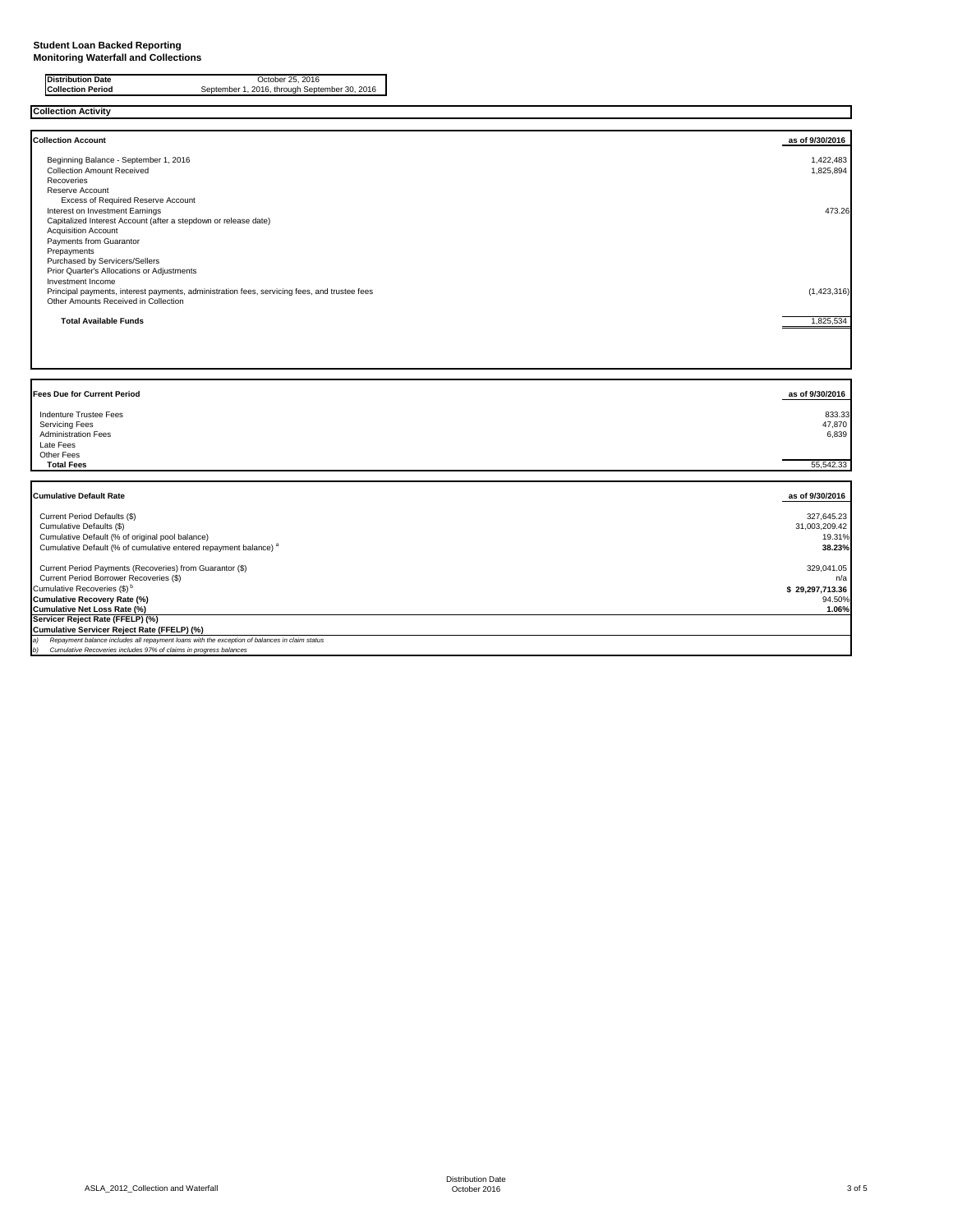**Student Loan Backed Reporting**
**Monitoring Waterfall and Collections**

| **Distribution Date** | October 25, 2016 |
|---|---|
| **Collection Period** | September 1, 2016, through September 30, 2016 |

**Collection Activity**

| **Collection Account** | **as of 9/30/2016** |
|---|---|
| Beginning Balance - September 1, 2016 | 1,422,483 |
| Collection Amount Received | 1,825,894 |
| Recoveries | |
| Reserve Account | |
| Excess of Required Reserve Account | |
| Interest on Investment Earnings | 473.26 |
| Capitalized Interest Account (after a stepdown or release date) | |
| Acquisition Account | |
| Payments from Guarantor | |
| Prepayments | |
| Purchased by Servicers/Sellers | |
| Prior Quarter's Allocations or Adjustments | |
| Investment Income | |
| Principal payments, interest payments, administration fees, servicing fees, and trustee fees | (1,423,316) |
| Other Amounts Received in Collection | |
| **Total Available Funds** | 1,825,534 |

| **Fees Due for Current Period** | **as of 9/30/2016** |
|---|---|
| Indenture Trustee Fees | 833.33 |
| Servicing Fees | 47,870 |
| Administration Fees | 6,839 |
| Late Fees | |
| Other Fees | |
| **Total Fees** | 55,542.33 |

| **Cumulative Default Rate** | **as of 9/30/2016** |
|---|---|
| Current Period Defaults ($) | 327,645.23 |
| Cumulative Defaults ($) | 31,003,209.42 |
| Cumulative Default (% of original pool balance) | 19.31% |
| Cumulative Default (% of cumulative entered repayment balance) [a] | **38.23%** |
| Current Period Payments (Recoveries) from Guarantor ($) | 329,041.05 |
| Current Period Borrower Recoveries ($) | n/a |
| Cumulative Recoveries ($) [b] | **$ 29,297,713.36** |
| **Cumulative Recovery Rate (%)** | 94.50% |
| **Cumulative Net Loss Rate (%)** | **1.06%** |
| **Servicer Reject Rate (FFELP) (%)** | |
| **Cumulative Servicer Reject Rate (FFELP) (%)** | |

*a) Repayment balance includes all repayment loans with the exception of balances in claim status*

*b) Cumulative Recoveries includes 97% of claims in progress balances*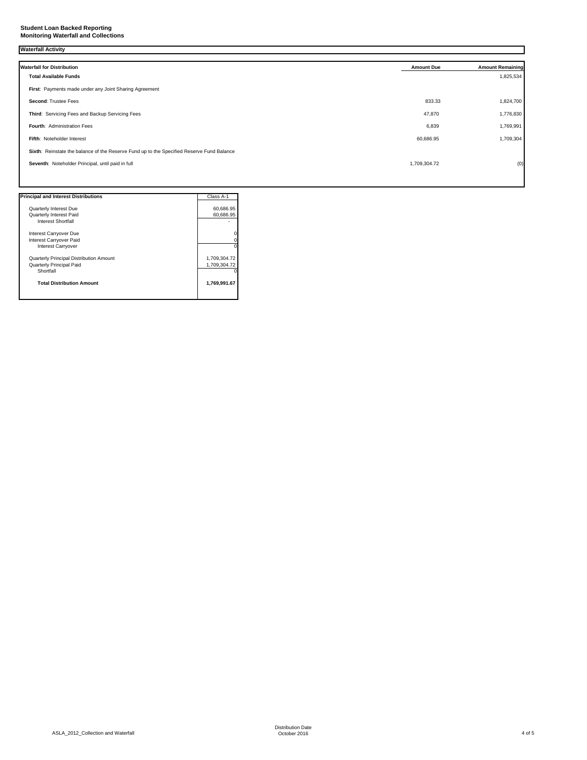**Student Loan Backed Reporting**
**Monitoring Waterfall and Collections**

**Waterfall Activity**

| **Waterfall for Distribution** | **Amount Due** | **Amount Remaining** |
|---|---|---|
| **Total Available Funds** | | 1,825,534 |
| **First**: Payments made under any Joint Sharing Agreement | | |
| **Second**: Trustee Fees | 833.33 | 1,824,700 |
| **Third**: Servicing Fees and Backup Servicing Fees | 47,870 | 1,776,830 |
| **Fourth**: Administration Fees | 6,839 | 1,769,991 |
| **Fifth**: Noteholder Interest | 60,686.95 | 1,709,304 |
| **Sixth**: Reinstate the balance of the Reserve Fund up to the Specified Reserve Fund Balance | | |
| **Seventh**: Noteholder Principal, until paid in full | 1,709,304.72 | (0) |

| **Principal and Interest Distributions** | Class A-1 |
|---|---|
| Quarterly Interest Due | 60,686.95 |
| Quarterly Interest Paid | 60,686.95 |
| Interest Shortfall | - |
| | |
| Interest Carryover Due | 0 |
| Interest Carryover Paid | 0 |
| Interest Carryover | 0 |
| | |
| Quarterly Principal Distribution Amount | 1,709,304.72 |
| Quarterly Principal Paid | 1,709,304.72 |
| Shortfall | 0 |
| | |
| **Total Distribution Amount** | **1,769,991.67** |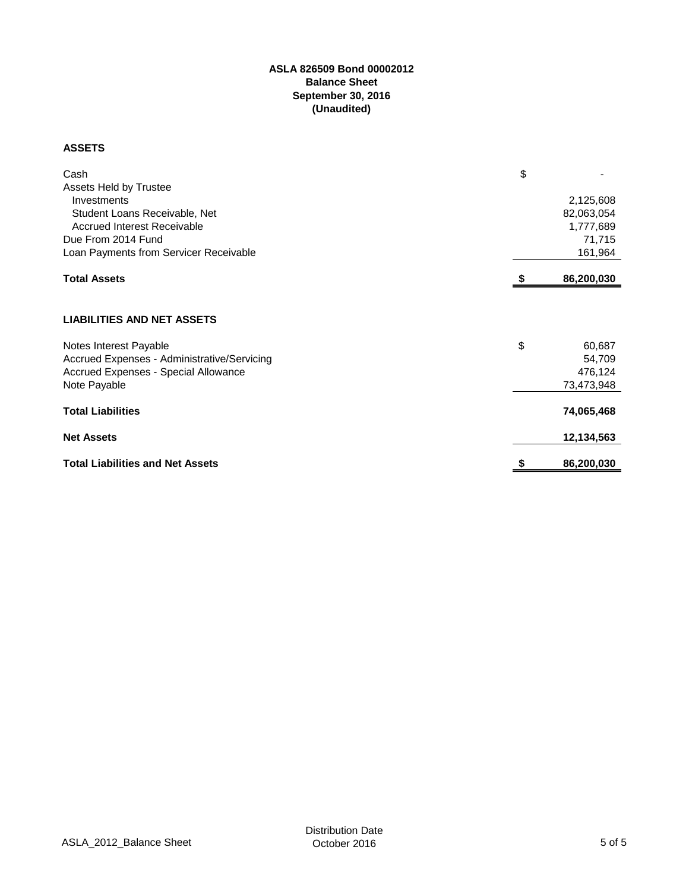**ASLA 826509 Bond 00002012**
**Balance Sheet**
**September 30, 2016**
**(Unaudited)**

**ASSETS**

| | | |
|---|---|---|
| Cash | $ | - |
| Assets Held by Trustee | | |
| Investments | | 2,125,608 |
| Student Loans Receivable, Net | | 82,063,054 |
| Accrued Interest Receivable | | 1,777,689 |
| Due From 2014 Fund | | 71,715 |
| Loan Payments from Servicer Receivable | | 161,964 |
| **Total Assets** | **$** | **86,200,030** |

**LIABILITIES AND NET ASSETS**

| | | |
|---|---|---|
| Notes Interest Payable | $ | 60,687 |
| Accrued Expenses - Administrative/Servicing | | 54,709 |
| Accrued Expenses - Special Allowance | | 476,124 |
| Note Payable | | 73,473,948 |
| **Total Liabilities** | | **74,065,468** |
| **Net Assets** | | **12,134,563** |
| **Total Liabilities and Net Assets** | **$** | **86,200,030** |

ASLA_2012_Balance Sheet

Distribution Date
October 2016